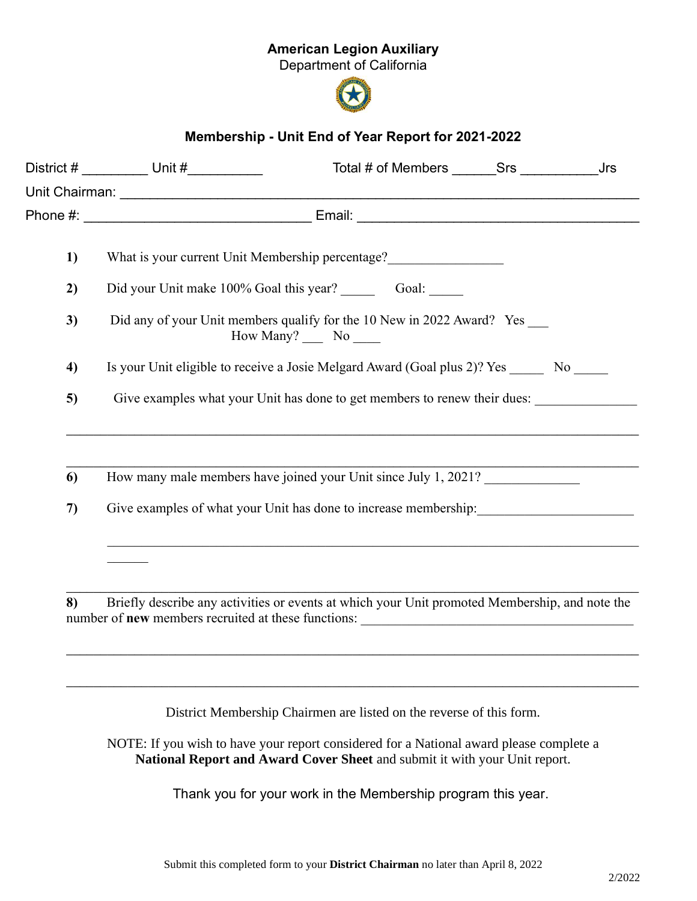**American Legion Auxiliary**
Department of California

## Membership - Unit End of Year Report for 2021-2022

District # _________ Unit #__________ Total # of Members ______Srs __________Jrs

Unit Chairman: ___________________________________________________________________

Phone #: ______________________________ Email: ______________________________________

**1)** What is your current Unit Membership percentage?_________________

**2)** Did your Unit make 100% Goal this year? _____ Goal: _____

**3)** Did any of your Unit members qualify for the 10 New in 2022 Award? Yes ___ How Many? ___ No ____

**4)** Is your Unit eligible to receive a Josie Melgard Award (Goal plus 2)? Yes _____ No _____

**5)** Give examples what your Unit has done to get members to renew their dues: _______________

_____________________________________________________________________________________

_____________________________________________________________________________________

**6)** How many male members have joined your Unit since July 1, 2021? ______________

**7)** Give examples of what your Unit has done to increase membership:_______________________

_____________________________________________________________________________________

_____________________________________________________________________________________

**8)** Briefly describe any activities or events at which your Unit promoted Membership, and note the number of **new** members recruited at these functions: _________________________________________

_____________________________________________________________________________________

_____________________________________________________________________________________

District Membership Chairmen are listed on the reverse of this form.

NOTE: If you wish to have your report considered for a National award please complete a **National Report and Award Cover Sheet** and submit it with your Unit report.

Thank you for your work in the Membership program this year.

Submit this completed form to your **District Chairman** no later than April 8, 2022

2/2022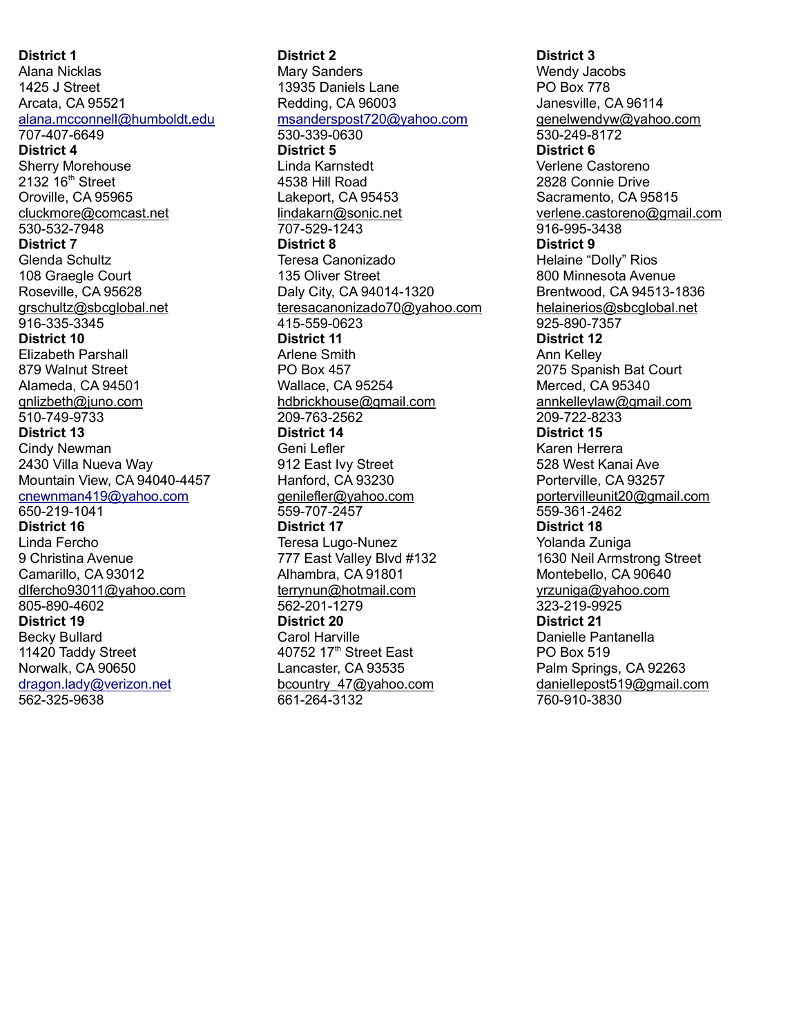**District 1**
Alana Nicklas
1425 J Street
Arcata, CA 95521
alana.mcconnell@humboldt.edu
707-407-6649

**District 2**
Mary Sanders
13935 Daniels Lane
Redding, CA 96003
msanderspost720@yahoo.com
530-339-0630

**District 3**
Wendy Jacobs
PO Box 778
Janesville, CA 96114
genelwendyw@yahoo.com
530-249-8172

**District 4**
Sherry Morehouse
2132 16th Street
Oroville, CA 95965
cluckmore@comcast.net
530-532-7948

**District 5**
Linda Karnstedt
4538 Hill Road
Lakeport, CA 95453
lindakarn@sonic.net
707-529-1243

**District 6**
Verlene Castoreno
2828 Connie Drive
Sacramento, CA 95815
verlene.castoreno@gmail.com
916-995-3438

**District 7**
Glenda Schultz
108 Graegle Court
Roseville, CA 95628
grschultz@sbcglobal.net
916-335-3345

**District 8**
Teresa Canonizado
135 Oliver Street
Daly City, CA 94014-1320
teresacanonizado70@yahoo.com
415-559-0623

**District 9**
Helaine "Dolly" Rios
800 Minnesota Avenue
Brentwood, CA 94513-1836
helainerios@sbcglobal.net
925-890-7357

**District 10**
Elizabeth Parshall
879 Walnut Street
Alameda, CA 94501
gnlizbeth@juno.com
510-749-9733

**District 11**
Arlene Smith
PO Box 457
Wallace, CA 95254
hdbrickhouse@gmail.com
209-763-2562

**District 12**
Ann Kelley
2075 Spanish Bat Court
Merced, CA 95340
annkelleylaw@gmail.com
209-722-8233

**District 13**
Cindy Newman
2430 Villa Nueva Way
Mountain View, CA 94040-4457
cnewnman419@yahoo.com
650-219-1041

**District 14**
Geni Lefler
912 East Ivy Street
Hanford, CA 93230
genilefler@yahoo.com
559-707-2457

**District 15**
Karen Herrera
528 West Kanai Ave
Porterville, CA 93257
portervilleunit20@gmail.com
559-361-2462

**District 16**
Linda Fercho
9 Christina Avenue
Camarillo, CA 93012
dlfercho93011@yahoo.com
805-890-4602

**District 17**
Teresa Lugo-Nunez
777 East Valley Blvd #132
Alhambra, CA 91801
terrynun@hotmail.com
562-201-1279

**District 18**
Yolanda Zuniga
1630 Neil Armstrong Street
Montebello, CA 90640
yrzuniga@yahoo.com
323-219-9925

**District 19**
Becky Bullard
11420 Taddy Street
Norwalk, CA 90650
dragon.lady@verizon.net
562-325-9638

**District 20**
Carol Harville
40752 17th Street East
Lancaster, CA 93535
bcountry_47@yahoo.com
661-264-3132

**District 21**
Danielle Pantanella
PO Box 519
Palm Springs, CA 92263
daniellepost519@gmail.com
760-910-3830